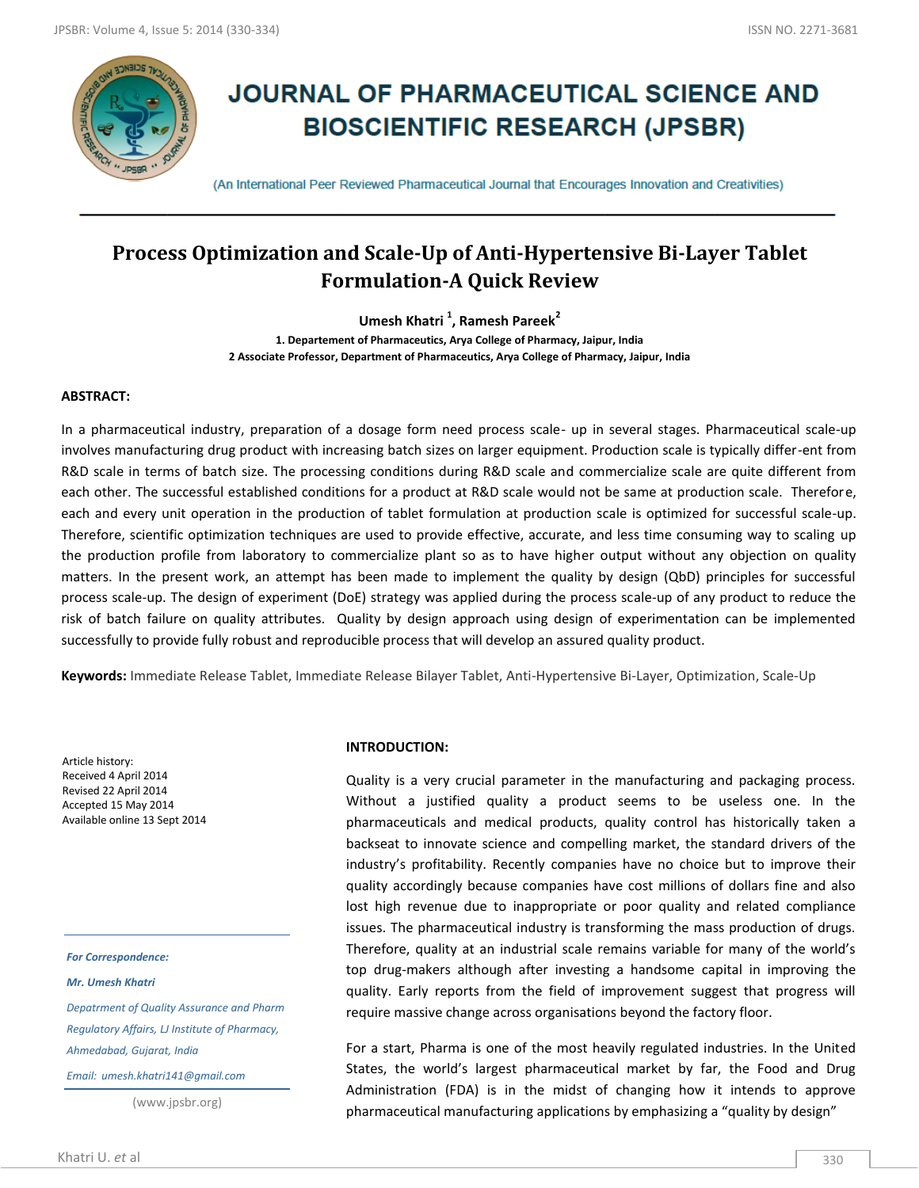# JOURNAL OF PHARMACEUTICAL SCIENCE AND BIOSCIENTIFIC RESEARCH (JPSBR)

(An International Peer Reviewed Pharmaceutical Journal that Encourages Innovation and Creativities)

## Process Optimization and Scale-Up of Anti-Hypertensive Bi-Layer Tablet Formulation-A Quick Review

**Umesh Khatri [1], Ramesh Pareek[2]**

**1. Departement of Pharmaceutics, Arya College of Pharmacy, Jaipur, India**

**2 Associate Professor, Department of Pharmaceutics, Arya College of Pharmacy, Jaipur, India**

### ABSTRACT:

In a pharmaceutical industry, preparation of a dosage form need process scale- up in several stages. Pharmaceutical scale-up involves manufacturing drug product with increasing batch sizes on larger equipment. Production scale is typically differ-ent from R&D scale in terms of batch size. The processing conditions during R&D scale and commercialize scale are quite different from each other. The successful established conditions for a product at R&D scale would not be same at production scale. Therefore, each and every unit operation in the production of tablet formulation at production scale is optimized for successful scale-up. Therefore, scientific optimization techniques are used to provide effective, accurate, and less time consuming way to scaling up the production profile from laboratory to commercialize plant so as to have higher output without any objection on quality matters. In the present work, an attempt has been made to implement the quality by design (QbD) principles for successful process scale-up. The design of experiment (DoE) strategy was applied during the process scale-up of any product to reduce the risk of batch failure on quality attributes. Quality by design approach using design of experimentation can be implemented successfully to provide fully robust and reproducible process that will develop an assured quality product.

**Keywords:** Immediate Release Tablet, Immediate Release Bilayer Tablet, Anti-Hypertensive Bi-Layer, Optimization, Scale-Up

Article history:
Received 4 April 2014
Revised 22 April 2014
Accepted 15 May 2014
Available online 13 Sept 2014

*For Correspondence:*

*Mr. Umesh Khatri*

*Depatment of Quality Assurance and Pharm Regulatory Affairs, LJ Institute of Pharmacy, Ahmedabad, Gujarat, India*

*Email: umesh.khatri141@gmail.com*

(www.jpsbr.org)

### INTRODUCTION:

Quality is a very crucial parameter in the manufacturing and packaging process. Without a justified quality a product seems to be useless one. In the pharmaceuticals and medical products, quality control has historically taken a backseat to innovate science and compelling market, the standard drivers of the industry's profitability. Recently companies have no choice but to improve their quality accordingly because companies have cost millions of dollars fine and also lost high revenue due to inappropriate or poor quality and related compliance issues. The pharmaceutical industry is transforming the mass production of drugs. Therefore, quality at an industrial scale remains variable for many of the world's top drug-makers although after investing a handsome capital in improving the quality. Early reports from the field of improvement suggest that progress will require massive change across organisations beyond the factory floor.

For a start, Pharma is one of the most heavily regulated industries. In the United States, the world's largest pharmaceutical market by far, the Food and Drug Administration (FDA) is in the midst of changing how it intends to approve pharmaceutical manufacturing applications by emphasizing a "quality by design"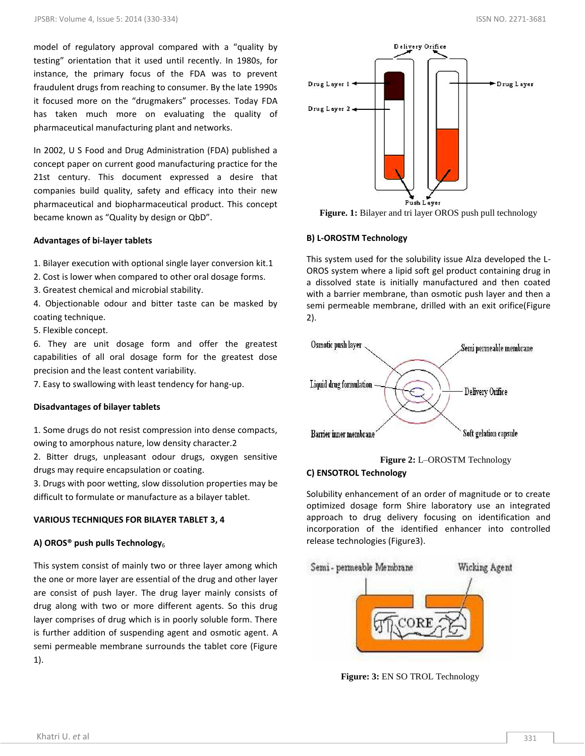model of regulatory approval compared with a "quality by testing" orientation that it used until recently. In 1980s, for instance, the primary focus of the FDA was to prevent fraudulent drugs from reaching to consumer. By the late 1990s it focused more on the "drugmakers" processes. Today FDA has taken much more on evaluating the quality of pharmaceutical manufacturing plant and networks.

In 2002, U S Food and Drug Administration (FDA) published a concept paper on current good manufacturing practice for the 21st century. This document expressed a desire that companies build quality, safety and efficacy into their new pharmaceutical and biopharmaceutical product. This concept became known as "Quality by design or QbD".

**Advantages of bi-layer tablets**

1. Bilayer execution with optional single layer conversion kit.1
2. Cost is lower when compared to other oral dosage forms.
3. Greatest chemical and microbial stability.
4. Objectionable odour and bitter taste can be masked by coating technique.
5. Flexible concept.
6. They are unit dosage form and offer the greatest capabilities of all oral dosage form for the greatest dose precision and the least content variability.
7. Easy to swallowing with least tendency for hang-up.

**Disadvantages of bilayer tablets**

1. Some drugs do not resist compression into dense compacts, owing to amorphous nature, low density character.2
2. Bitter drugs, unpleasant odour drugs, oxygen sensitive drugs may require encapsulation or coating.
3. Drugs with poor wetting, slow dissolution properties may be difficult to formulate or manufacture as a bilayer tablet.

**VARIOUS TECHNIQUES FOR BILAYER TABLET 3, 4**

**A) OROS® push pulls Technology[6]**

This system consist of mainly two or three layer among which the one or more layer are essential of the drug and other layer are consist of push layer. The drug layer mainly consists of drug along with two or more different agents. So this drug layer comprises of drug which is in poorly soluble form. There is further addition of suspending agent and osmotic agent. A semi permeable membrane surrounds the tablet core (Figure 1).

**Figure. 1:** Bilayer and tri layer OROS push pull technology

**B) L-OROSTM Technology**

This system used for the solubility issue Alza developed the L-OROS system where a lipid soft gel product containing drug in a dissolved state is initially manufactured and then coated with a barrier membrane, than osmotic push layer and then a semi permeable membrane, drilled with an exit orifice(Figure 2).

**Figure 2:** L–OROSTM Technology

**C) ENSOTROL Technology**

Solubility enhancement of an order of magnitude or to create optimized dosage form Shire laboratory use an integrated approach to drug delivery focusing on identification and incorporation of the identified enhancer into controlled release technologies (Figure3).

**Figure: 3:** EN SO TROL Technology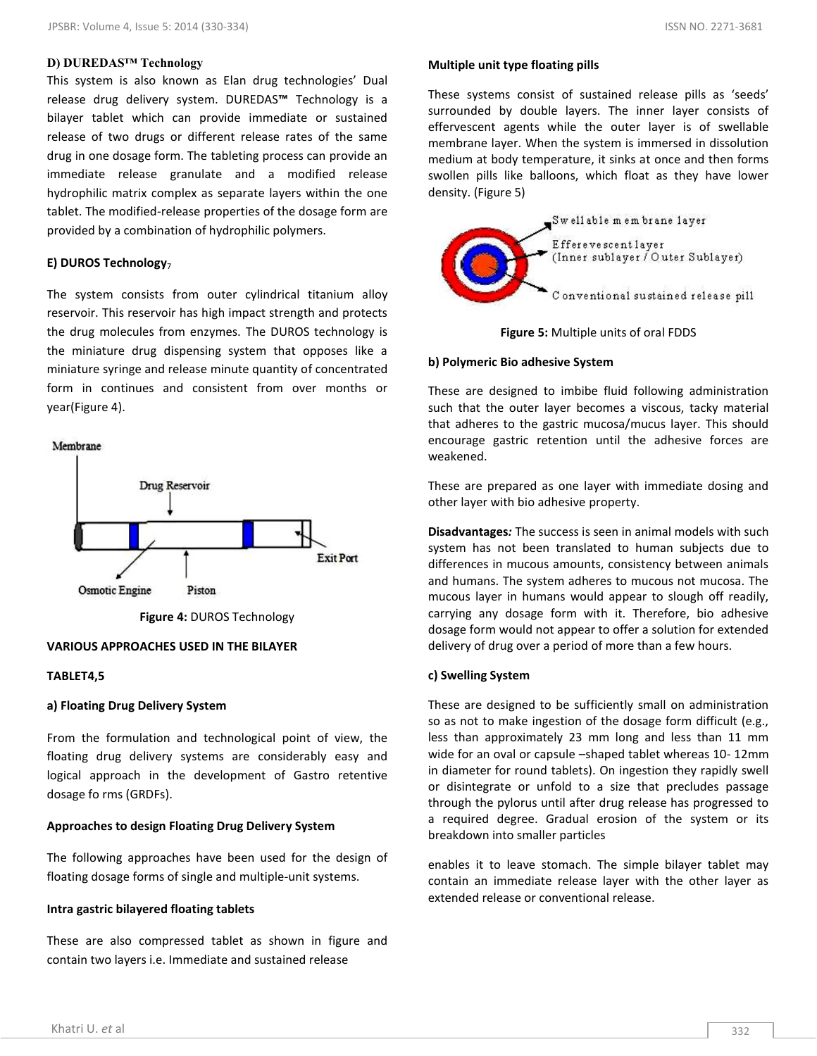### D) DUREDAS™ Technology

This system is also known as Elan drug technologies' Dual release drug delivery system. DUREDAS™ Technology is a bilayer tablet which can provide immediate or sustained release of two drugs or different release rates of the same drug in one dosage form. The tableting process can provide an immediate release granulate and a modified release hydrophilic matrix complex as separate layers within the one tablet. The modified-release properties of the dosage form are provided by a combination of hydrophilic polymers.

### E) DUROS Technology[7]

The system consists from outer cylindrical titanium alloy reservoir. This reservoir has high impact strength and protects the drug molecules from enzymes. The DUROS technology is the miniature drug dispensing system that opposes like a miniature syringe and release minute quantity of concentrated form in continues and consistent from over months or year(Figure 4).

Membrane

Drug Reservoir

Exit Port

Osmotic Engine

Piston

**Figure 4:** DUROS Technology

## VARIOUS APPROACHES USED IN THE BILAYER TABLET[4,5]

### a) Floating Drug Delivery System

From the formulation and technological point of view, the floating drug delivery systems are considerably easy and logical approach in the development of Gastro retentive dosage fo rms (GRDFs).

**Approaches to design Floating Drug Delivery System**

The following approaches have been used for the design of floating dosage forms of single and multiple-unit systems.

**Intra gastric bilayered floating tablets**

These are also compressed tablet as shown in figure and contain two layers i.e. Immediate and sustained release

**Multiple unit type floating pills**

These systems consist of sustained release pills as 'seeds' surrounded by double layers. The inner layer consists of effervescent agents while the outer layer is of swellable membrane layer. When the system is immersed in dissolution medium at body temperature, it sinks at once and then forms swollen pills like balloons, which float as they have lower density. (Figure 5)

Swellable membrane layer

Effervescent layer (Inner sublayer / Outer Sublayer)

Conventional sustained release pill

**Figure 5:** Multiple units of oral FDDS

### b) Polymeric Bio adhesive System

These are designed to imbibe fluid following administration such that the outer layer becomes a viscous, tacky material that adheres to the gastric mucosa/mucus layer. This should encourage gastric retention until the adhesive forces are weakened.

These are prepared as one layer with immediate dosing and other layer with bio adhesive property.

**Disadvantages*:*** The success is seen in animal models with such system has not been translated to human subjects due to differences in mucous amounts, consistency between animals and humans. The system adheres to mucous not mucosa. The mucous layer in humans would appear to slough off readily, carrying any dosage form with it. Therefore, bio adhesive dosage form would not appear to offer a solution for extended delivery of drug over a period of more than a few hours.

### c) Swelling System

These are designed to be sufficiently small on administration so as not to make ingestion of the dosage form difficult (e.g., less than approximately 23 mm long and less than 11 mm wide for an oval or capsule –shaped tablet whereas 10- 12mm in diameter for round tablets). On ingestion they rapidly swell or disintegrate or unfold to a size that precludes passage through the pylorus until after drug release has progressed to a required degree. Gradual erosion of the system or its breakdown into smaller particles enables it to leave stomach. The simple bilayer tablet may contain an immediate release layer with the other layer as extended release or conventional release.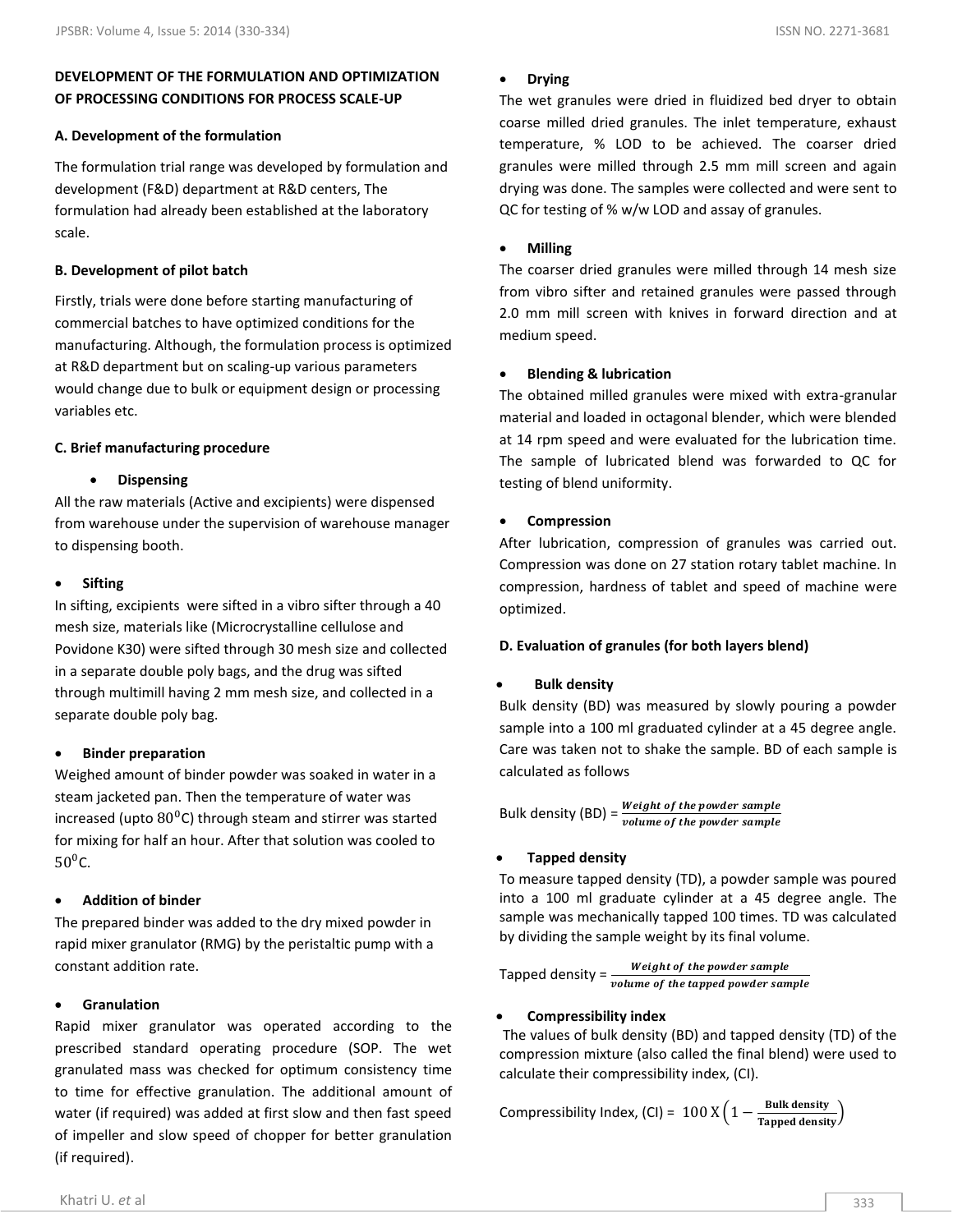## DEVELOPMENT OF THE FORMULATION AND OPTIMIZATION OF PROCESSING CONDITIONS FOR PROCESS SCALE-UP

### A. Development of the formulation

The formulation trial range was developed by formulation and development (F&D) department at R&D centers, The formulation had already been established at the laboratory scale.

### B. Development of pilot batch

Firstly, trials were done before starting manufacturing of commercial batches to have optimized conditions for the manufacturing. Although, the formulation process is optimized at R&D department but on scaling-up various parameters would change due to bulk or equipment design or processing variables etc.

### C. Brief manufacturing procedure

- **Dispensing**

All the raw materials (Active and excipients) were dispensed from warehouse under the supervision of warehouse manager to dispensing booth.

- **Sifting**

In sifting, excipients were sifted in a vibro sifter through a 40 mesh size, materials like (Microcrystalline cellulose and Povidone K30) were sifted through 30 mesh size and collected in a separate double poly bags, and the drug was sifted through multimill having 2 mm mesh size, and collected in a separate double poly bag.

- **Binder preparation**

Weighed amount of binder powder was soaked in water in a steam jacketed pan. Then the temperature of water was increased (upto $80^0$C) through steam and stirrer was started for mixing for half an hour. After that solution was cooled to $50^0$C.

- **Addition of binder**

The prepared binder was added to the dry mixed powder in rapid mixer granulator (RMG) by the peristaltic pump with a constant addition rate.

- **Granulation**

Rapid mixer granulator was operated according to the prescribed standard operating procedure (SOP. The wet granulated mass was checked for optimum consistency time to time for effective granulation. The additional amount of water (if required) was added at first slow and then fast speed of impeller and slow speed of chopper for better granulation (if required).

- **Drying**

The wet granules were dried in fluidized bed dryer to obtain coarse milled dried granules. The inlet temperature, exhaust temperature, % LOD to be achieved. The coarser dried granules were milled through 2.5 mm mill screen and again drying was done. The samples were collected and were sent to QC for testing of % w/w LOD and assay of granules.

- **Milling**

The coarser dried granules were milled through 14 mesh size from vibro sifter and retained granules were passed through 2.0 mm mill screen with knives in forward direction and at medium speed.

- **Blending & lubrication**

The obtained milled granules were mixed with extra-granular material and loaded in octagonal blender, which were blended at 14 rpm speed and were evaluated for the lubrication time. The sample of lubricated blend was forwarded to QC for testing of blend uniformity.

- **Compression**

After lubrication, compression of granules was carried out. Compression was done on 27 station rotary tablet machine. In compression, hardness of tablet and speed of machine were optimized.

### D. Evaluation of granules (for both layers blend)

- **Bulk density**

Bulk density (BD) was measured by slowly pouring a powder sample into a 100 ml graduated cylinder at a 45 degree angle. Care was taken not to shake the sample. BD of each sample is calculated as follows

$$\text{Bulk density (BD)} = \frac{\text{Weight of the powder sample}}{\text{volume of the powder sample}}$$

- **Tapped density**

To measure tapped density (TD), a powder sample was poured into a 100 ml graduate cylinder at a 45 degree angle. The sample was mechanically tapped 100 times. TD was calculated by dividing the sample weight by its final volume.

$$\text{Tapped density} = \frac{\text{Weight of the powder sample}}{\text{volume of the tapped powder sample}}$$

- **Compressibility index**

The values of bulk density (BD) and tapped density (TD) of the compression mixture (also called the final blend) were used to calculate their compressibility index, (CI).

$$\text{Compressibility Index, (CI)} = 100 \times \left(1 - \frac{\text{Bulk density}}{\text{Tapped density}}\right)$$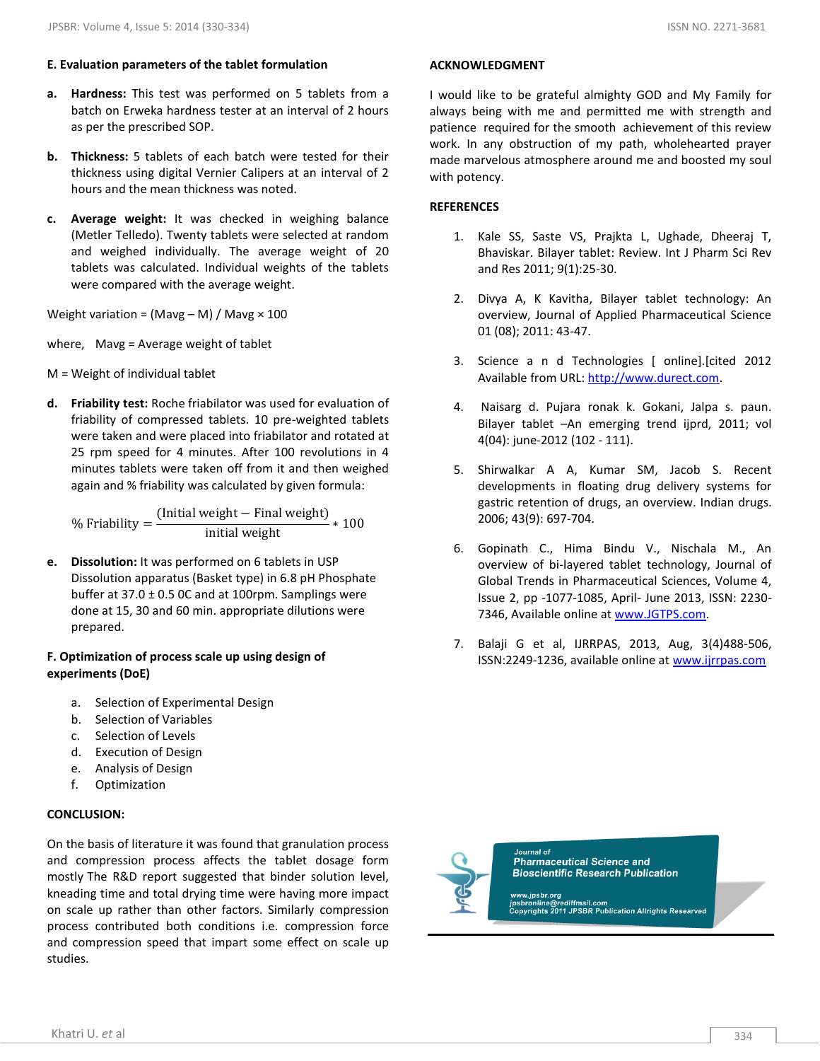**E. Evaluation parameters of the tablet formulation**

a. **Hardness:** This test was performed on 5 tablets from a batch on Erweka hardness tester at an interval of 2 hours as per the prescribed SOP.

b. **Thickness:** 5 tablets of each batch were tested for their thickness using digital Vernier Calipers at an interval of 2 hours and the mean thickness was noted.

c. **Average weight:** It was checked in weighing balance (Metler Telledo). Twenty tablets were selected at random and weighed individually. The average weight of 20 tablets was calculated. Individual weights of the tablets were compared with the average weight.

Weight variation = (Mavg – M) / Mavg × 100

where, Mavg = Average weight of tablet

M = Weight of individual tablet

d. **Friability test:** Roche friabilator was used for evaluation of friability of compressed tablets. 10 pre-weighted tablets were taken and were placed into friabilator and rotated at 25 rpm speed for 4 minutes. After 100 revolutions in 4 minutes tablets were taken off from it and then weighed again and % friability was calculated by given formula:

$$\% \text{ Friability} = \frac{(\text{Initial weight} - \text{Final weight})}{\text{initial weight}} * 100$$

e. **Dissolution:** It was performed on 6 tablets in USP Dissolution apparatus (Basket type) in 6.8 pH Phosphate buffer at 37.0 ± 0.5 0C and at 100rpm. Samplings were done at 15, 30 and 60 min. appropriate dilutions were prepared.

**F. Optimization of process scale up using design of experiments (DoE)**

a. Selection of Experimental Design
b. Selection of Variables
c. Selection of Levels
d. Execution of Design
e. Analysis of Design
f. Optimization

**CONCLUSION:**

On the basis of literature it was found that granulation process and compression process affects the tablet dosage form mostly The R&D report suggested that binder solution level, kneading time and total drying time were having more impact on scale up rather than other factors. Similarly compression process contributed both conditions i.e. compression force and compression speed that impart some effect on scale up studies.

**ACKNOWLEDGMENT**

I would like to be grateful almighty GOD and My Family for always being with me and permitted me with strength and patience required for the smooth achievement of this review work. In any obstruction of my path, wholehearted prayer made marvelous atmosphere around me and boosted my soul with potency.

**REFERENCES**

1. Kale SS, Saste VS, Prajkta L, Ughade, Dheeraj T, Bhaviskar. Bilayer tablet: Review. Int J Pharm Sci Rev and Res 2011; 9(1):25-30.

2. Divya A, K Kavitha, Bilayer tablet technology: An overview, Journal of Applied Pharmaceutical Science 01 (08); 2011: 43-47.

3. Science a n d Technologies [ online].[cited 2012 Available from URL: http://www.durect.com.

4. Naisarg d. Pujara ronak k. Gokani, Jalpa s. paun. Bilayer tablet –An emerging trend ijprd, 2011; vol 4(04): june-2012 (102 - 111).

5. Shirwalkar A A, Kumar SM, Jacob S. Recent developments in floating drug delivery systems for gastric retention of drugs, an overview. Indian drugs. 2006; 43(9): 697-704.

6. Gopinath C., Hima Bindu V., Nischala M., An overview of bi-layered tablet technology, Journal of Global Trends in Pharmaceutical Sciences, Volume 4, Issue 2, pp -1077-1085, April- June 2013, ISSN: 2230-7346, Available online at www.JGTPS.com.

7. Balaji G et al, IJRRPAS, 2013, Aug, 3(4)488-506, ISSN:2249-1236, available online at www.ijrrpas.com

Journal of
Pharmaceutical Science and Bioscientific Research Publication
www.jpsbr.org
jpsbronline@rediffmail.com
Copyrights 2011 JPSBR Publication Allrights Researved